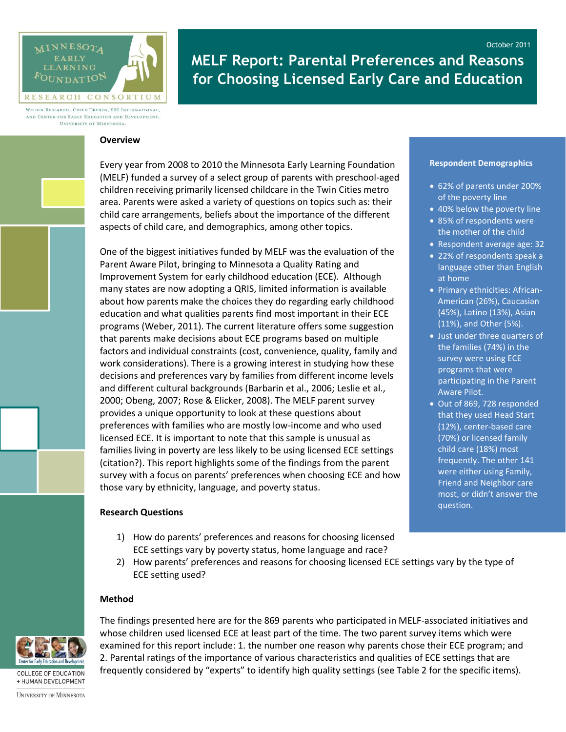MINNESOTA EARLY LEARNING FOUNDATION RESEARCH CONSORTIUM

WILDER RESEARCH, CHILD TRENDS, SRI INTERNATIONAL, AND CENTER FOR EARLY EDUCATION AND DEVELOPMENT, UNIVERSITY OF MINNESOTA.

October 2011

# MELF Report: Parental Preferences and Reasons for Choosing Licensed Early Care and Education

## Overview

Every year from 2008 to 2010 the Minnesota Early Learning Foundation (MELF) funded a survey of a select group of parents with preschool-aged children receiving primarily licensed childcare in the Twin Cities metro area. Parents were asked a variety of questions on topics such as: their child care arrangements, beliefs about the importance of the different aspects of child care, and demographics, among other topics.

One of the biggest initiatives funded by MELF was the evaluation of the Parent Aware Pilot, bringing to Minnesota a Quality Rating and Improvement System for early childhood education (ECE). Although many states are now adopting a QRIS, limited information is available about how parents make the choices they do regarding early childhood education and what qualities parents find most important in their ECE programs (Weber, 2011). The current literature offers some suggestion that parents make decisions about ECE programs based on multiple factors and individual constraints (cost, convenience, quality, family and work considerations). There is a growing interest in studying how these decisions and preferences vary by families from different income levels and different cultural backgrounds (Barbarin et al., 2006; Leslie et al., 2000; Obeng, 2007; Rose & Elicker, 2008). The MELF parent survey provides a unique opportunity to look at these questions about preferences with families who are mostly low-income and who used licensed ECE. It is important to note that this sample is unusual as families living in poverty are less likely to be using licensed ECE settings (citation?). This report highlights some of the findings from the parent survey with a focus on parents' preferences when choosing ECE and how those vary by ethnicity, language, and poverty status.

**Respondent Demographics**

- 62% of parents under 200% of the poverty line
- 40% below the poverty line
- 85% of respondents were the mother of the child
- Respondent average age: 32
- 22% of respondents speak a language other than English at home
- Primary ethnicities: African-American (26%), Caucasian (45%), Latino (13%), Asian (11%), and Other (5%).
- Just under three quarters of the families (74%) in the survey were using ECE programs that were participating in the Parent Aware Pilot.
- Out of 869, 728 responded that they used Head Start (12%), center-based care (70%) or licensed family child care (18%) most frequently. The other 141 were either using Family, Friend and Neighbor care most, or didn't answer the question.

## Research Questions

1) How do parents' preferences and reasons for choosing licensed ECE settings vary by poverty status, home language and race?
2) How parents' preferences and reasons for choosing licensed ECE settings vary by the type of ECE setting used?

## Method

The findings presented here are for the 869 parents who participated in MELF-associated initiatives and whose children used licensed ECE at least part of the time. The two parent survey items which were examined for this report include: 1. the number one reason why parents chose their ECE program; and 2. Parental ratings of the importance of various characteristics and qualities of ECE settings that are frequently considered by "experts" to identify high quality settings (see Table 2 for the specific items).

Center for Early Education and Development

COLLEGE OF EDUCATION + HUMAN DEVELOPMENT

UNIVERSITY OF MINNESOTA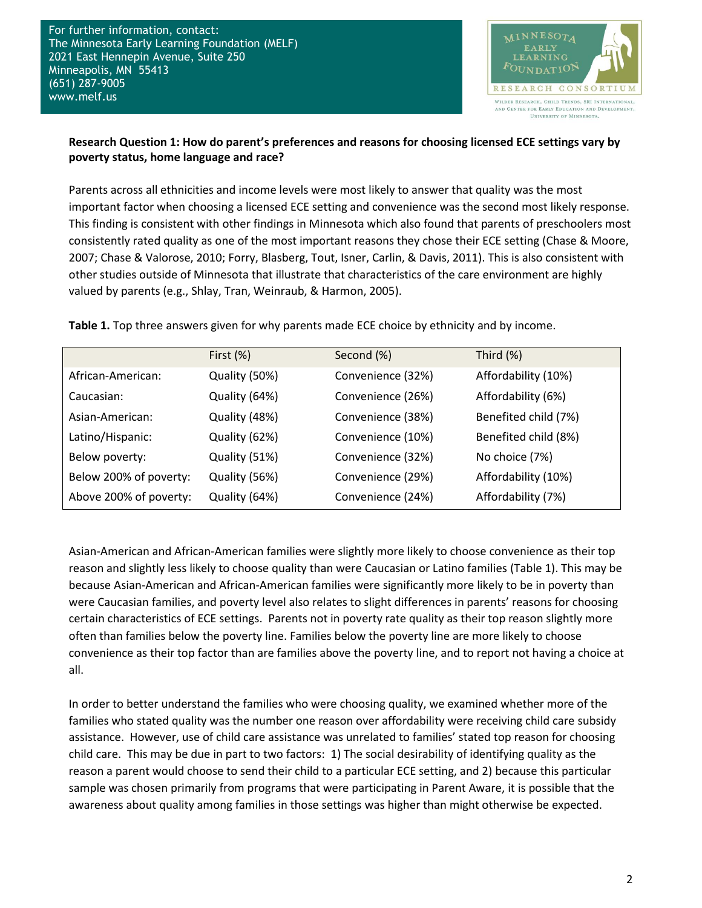For further information, contact:
The Minnesota Early Learning Foundation (MELF)
2021 East Hennepin Avenue, Suite 250
Minneapolis, MN 55413
(651) 287-9005
www.melf.us

MINNESOTA EARLY LEARNING FOUNDATION
RESEARCH CONSORTIUM
WILDER RESEARCH, CHILD TRENDS, SRI INTERNATIONAL, AND CENTER FOR EARLY EDUCATION AND DEVELOPMENT, UNIVERSITY OF MINNESOTA.

**Research Question 1: How do parent's preferences and reasons for choosing licensed ECE settings vary by poverty status, home language and race?**

Parents across all ethnicities and income levels were most likely to answer that quality was the most important factor when choosing a licensed ECE setting and convenience was the second most likely response. This finding is consistent with other findings in Minnesota which also found that parents of preschoolers most consistently rated quality as one of the most important reasons they chose their ECE setting (Chase & Moore, 2007; Chase & Valorose, 2010; Forry, Blasberg, Tout, Isner, Carlin, & Davis, 2011). This is also consistent with other studies outside of Minnesota that illustrate that characteristics of the care environment are highly valued by parents (e.g., Shlay, Tran, Weinraub, & Harmon, 2005).

**Table 1.** Top three answers given for why parents made ECE choice by ethnicity and by income.

| | First (%) | Second (%) | Third (%) |
|---|---|---|---|
| African-American: | Quality (50%) | Convenience (32%) | Affordability (10%) |
| Caucasian: | Quality (64%) | Convenience (26%) | Affordability (6%) |
| Asian-American: | Quality (48%) | Convenience (38%) | Benefited child (7%) |
| Latino/Hispanic: | Quality (62%) | Convenience (10%) | Benefited child (8%) |
| Below poverty: | Quality (51%) | Convenience (32%) | No choice (7%) |
| Below 200% of poverty: | Quality (56%) | Convenience (29%) | Affordability (10%) |
| Above 200% of poverty: | Quality (64%) | Convenience (24%) | Affordability (7%) |

Asian-American and African-American families were slightly more likely to choose convenience as their top reason and slightly less likely to choose quality than were Caucasian or Latino families (Table 1). This may be because Asian-American and African-American families were significantly more likely to be in poverty than were Caucasian families, and poverty level also relates to slight differences in parents' reasons for choosing certain characteristics of ECE settings. Parents not in poverty rate quality as their top reason slightly more often than families below the poverty line. Families below the poverty line are more likely to choose convenience as their top factor than are families above the poverty line, and to report not having a choice at all.

In order to better understand the families who were choosing quality, we examined whether more of the families who stated quality was the number one reason over affordability were receiving child care subsidy assistance. However, use of child care assistance was unrelated to families' stated top reason for choosing child care. This may be due in part to two factors: 1) The social desirability of identifying quality as the reason a parent would choose to send their child to a particular ECE setting, and 2) because this particular sample was chosen primarily from programs that were participating in Parent Aware, it is possible that the awareness about quality among families in those settings was higher than might otherwise be expected.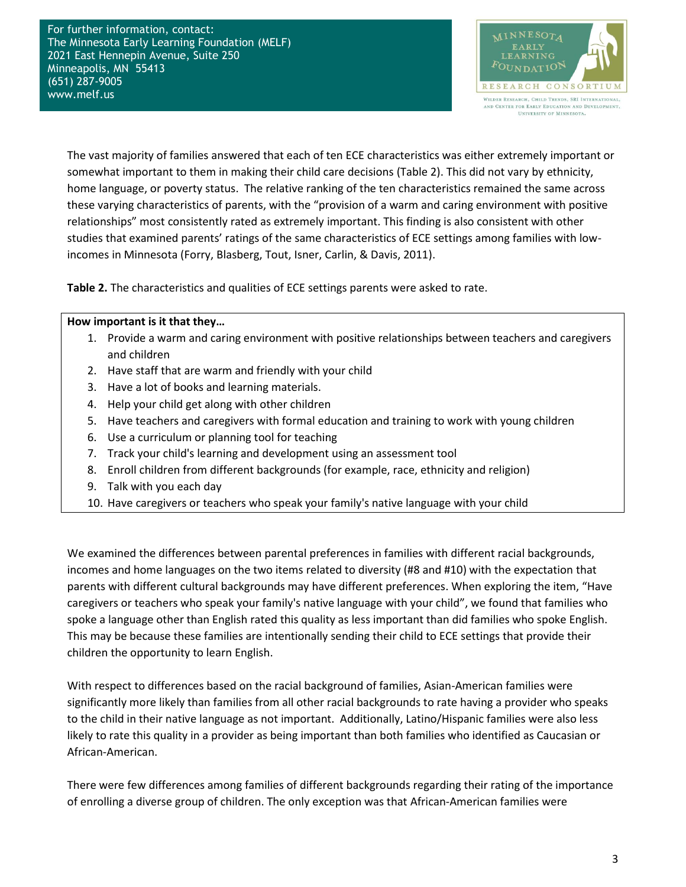For further information, contact:
The Minnesota Early Learning Foundation (MELF)
2021 East Hennepin Avenue, Suite 250
Minneapolis, MN 55413
(651) 287-9005
www.melf.us

The vast majority of families answered that each of ten ECE characteristics was either extremely important or somewhat important to them in making their child care decisions (Table 2). This did not vary by ethnicity, home language, or poverty status. The relative ranking of the ten characteristics remained the same across these varying characteristics of parents, with the "provision of a warm and caring environment with positive relationships" most consistently rated as extremely important. This finding is also consistent with other studies that examined parents' ratings of the same characteristics of ECE settings among families with low-incomes in Minnesota (Forry, Blasberg, Tout, Isner, Carlin, & Davis, 2011).

**Table 2.** The characteristics and qualities of ECE settings parents were asked to rate.

| **How important is it that they…** |
|---|
| 1. Provide a warm and caring environment with positive relationships between teachers and caregivers and children |
| 2. Have staff that are warm and friendly with your child |
| 3. Have a lot of books and learning materials. |
| 4. Help your child get along with other children |
| 5. Have teachers and caregivers with formal education and training to work with young children |
| 6. Use a curriculum or planning tool for teaching |
| 7. Track your child's learning and development using an assessment tool |
| 8. Enroll children from different backgrounds (for example, race, ethnicity and religion) |
| 9. Talk with you each day |
| 10. Have caregivers or teachers who speak your family's native language with your child |

We examined the differences between parental preferences in families with different racial backgrounds, incomes and home languages on the two items related to diversity (#8 and #10) with the expectation that parents with different cultural backgrounds may have different preferences. When exploring the item, "Have caregivers or teachers who speak your family's native language with your child", we found that families who spoke a language other than English rated this quality as less important than did families who spoke English. This may be because these families are intentionally sending their child to ECE settings that provide their children the opportunity to learn English.

With respect to differences based on the racial background of families, Asian-American families were significantly more likely than families from all other racial backgrounds to rate having a provider who speaks to the child in their native language as not important. Additionally, Latino/Hispanic families were also less likely to rate this quality in a provider as being important than both families who identified as Caucasian or African-American.

There were few differences among families of different backgrounds regarding their rating of the importance of enrolling a diverse group of children. The only exception was that African-American families were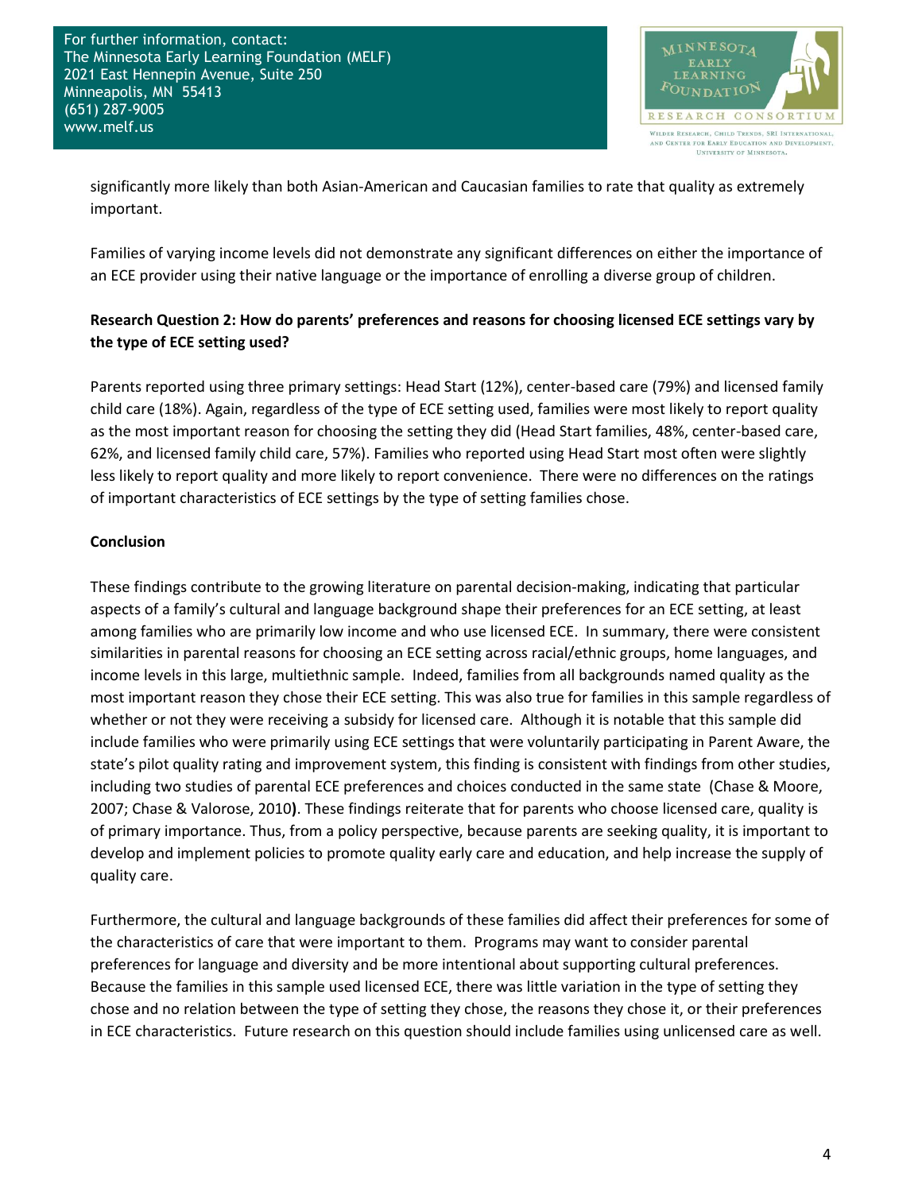significantly more likely than both Asian-American and Caucasian families to rate that quality as extremely important.

Families of varying income levels did not demonstrate any significant differences on either the importance of an ECE provider using their native language or the importance of enrolling a diverse group of children.

**Research Question 2: How do parents' preferences and reasons for choosing licensed ECE settings vary by the type of ECE setting used?**

Parents reported using three primary settings: Head Start (12%), center-based care (79%) and licensed family child care (18%). Again, regardless of the type of ECE setting used, families were most likely to report quality as the most important reason for choosing the setting they did (Head Start families, 48%, center-based care, 62%, and licensed family child care, 57%). Families who reported using Head Start most often were slightly less likely to report quality and more likely to report convenience. There were no differences on the ratings of important characteristics of ECE settings by the type of setting families chose.

**Conclusion**

These findings contribute to the growing literature on parental decision-making, indicating that particular aspects of a family's cultural and language background shape their preferences for an ECE setting, at least among families who are primarily low income and who use licensed ECE. In summary, there were consistent similarities in parental reasons for choosing an ECE setting across racial/ethnic groups, home languages, and income levels in this large, multiethnic sample. Indeed, families from all backgrounds named quality as the most important reason they chose their ECE setting. This was also true for families in this sample regardless of whether or not they were receiving a subsidy for licensed care. Although it is notable that this sample did include families who were primarily using ECE settings that were voluntarily participating in Parent Aware, the state's pilot quality rating and improvement system, this finding is consistent with findings from other studies, including two studies of parental ECE preferences and choices conducted in the same state (Chase & Moore, 2007; Chase & Valorose, 2010). These findings reiterate that for parents who choose licensed care, quality is of primary importance. Thus, from a policy perspective, because parents are seeking quality, it is important to develop and implement policies to promote quality early care and education, and help increase the supply of quality care.

Furthermore, the cultural and language backgrounds of these families did affect their preferences for some of the characteristics of care that were important to them. Programs may want to consider parental preferences for language and diversity and be more intentional about supporting cultural preferences. Because the families in this sample used licensed ECE, there was little variation in the type of setting they chose and no relation between the type of setting they chose, the reasons they chose it, or their preferences in ECE characteristics. Future research on this question should include families using unlicensed care as well.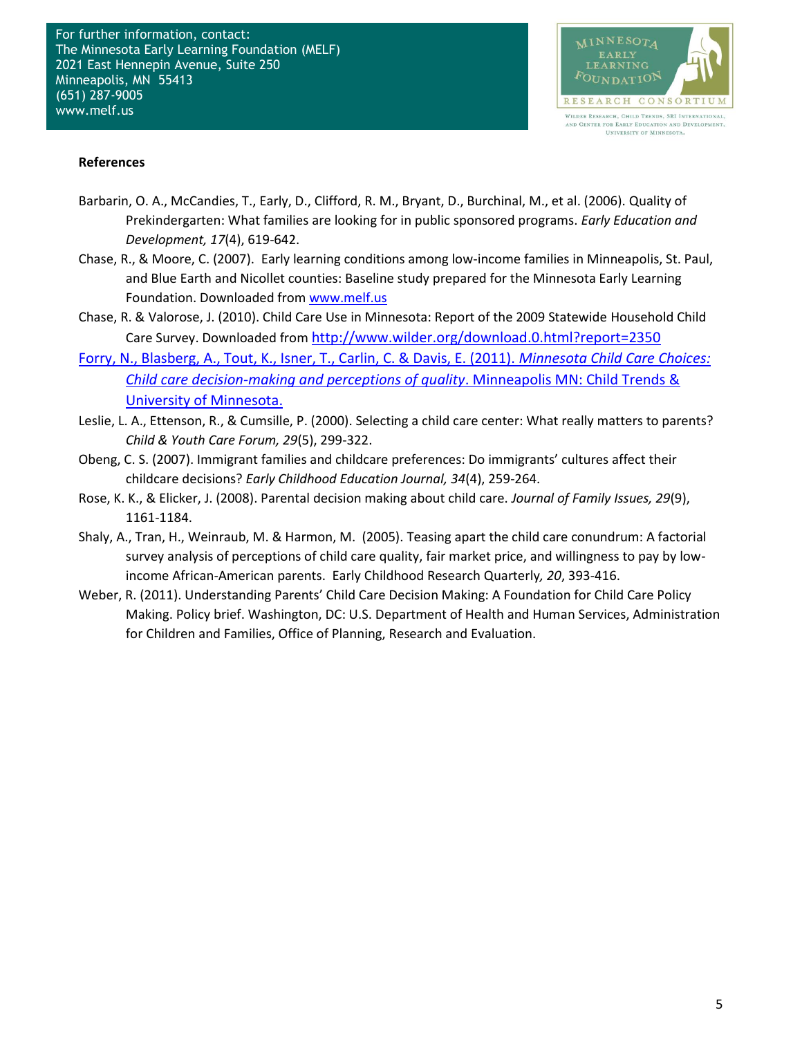For further information, contact:
The Minnesota Early Learning Foundation (MELF)
2021 East Hennepin Avenue, Suite 250
Minneapolis, MN 55413
(651) 287-9005
www.melf.us

MINNESOTA EARLY LEARNING FOUNDATION
RESEARCH CONSORTIUM
Wilder Research, Child Trends, SRI International, and Center for Early Education and Development, University of Minnesota.

**References**

Barbarin, O. A., McCandies, T., Early, D., Clifford, R. M., Bryant, D., Burchinal, M., et al. (2006). Quality of Prekindergarten: What families are looking for in public sponsored programs. *Early Education and Development, 17*(4), 619-642.

Chase, R., & Moore, C. (2007). Early learning conditions among low-income families in Minneapolis, St. Paul, and Blue Earth and Nicollet counties: Baseline study prepared for the Minnesota Early Learning Foundation. Downloaded from www.melf.us

Chase, R. & Valorose, J. (2010). Child Care Use in Minnesota: Report of the 2009 Statewide Household Child Care Survey. Downloaded from http://www.wilder.org/download.0.html?report=2350

Forry, N., Blasberg, A., Tout, K., Isner, T., Carlin, C. & Davis, E. (2011). *Minnesota Child Care Choices: Child care decision-making and perceptions of quality*. Minneapolis MN: Child Trends & University of Minnesota.

Leslie, L. A., Ettenson, R., & Cumsille, P. (2000). Selecting a child care center: What really matters to parents? *Child & Youth Care Forum, 29*(5), 299-322.

Obeng, C. S. (2007). Immigrant families and childcare preferences: Do immigrants' cultures affect their childcare decisions? *Early Childhood Education Journal, 34*(4), 259-264.

Rose, K. K., & Elicker, J. (2008). Parental decision making about child care. *Journal of Family Issues, 29*(9), 1161-1184.

Shaly, A., Tran, H., Weinraub, M. & Harmon, M. (2005). Teasing apart the child care conundrum: A factorial survey analysis of perceptions of child care quality, fair market price, and willingness to pay by low-income African-American parents. Early Childhood Research Quarterly*, 20*, 393-416.

Weber, R. (2011). Understanding Parents' Child Care Decision Making: A Foundation for Child Care Policy Making. Policy brief. Washington, DC: U.S. Department of Health and Human Services, Administration for Children and Families, Office of Planning, Research and Evaluation.